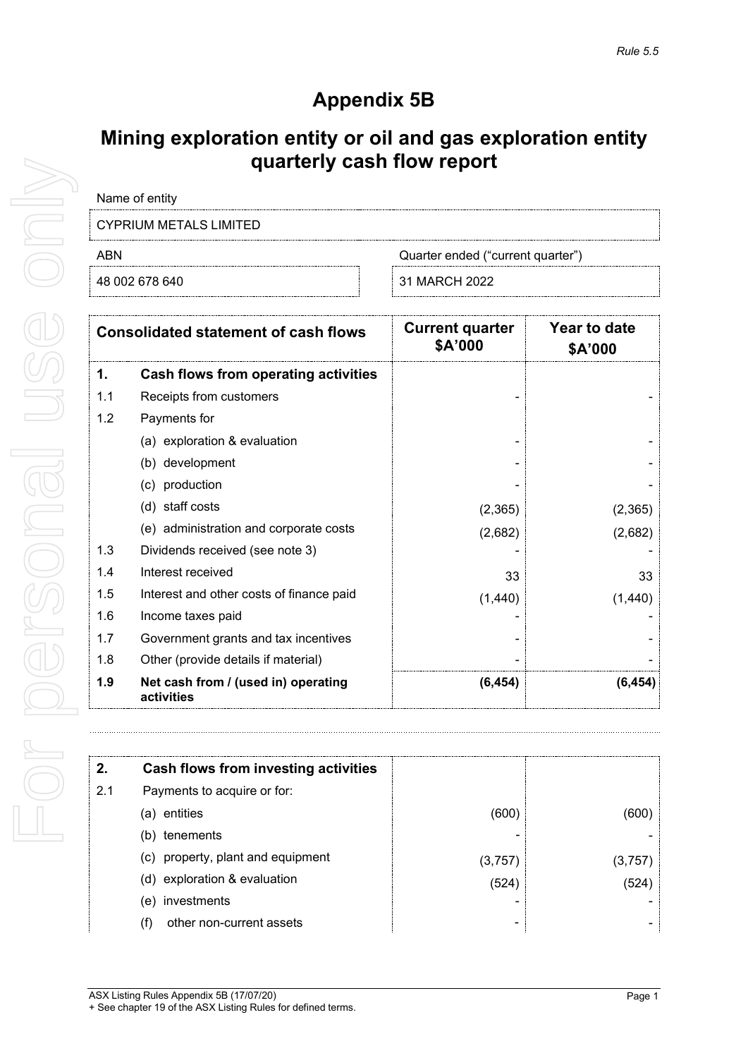*Rule 5.5*

# Appendix 5B

## Mining exploration entity or oil and gas exploration entity quarterly cash flow report

Name of entity

CYPRIUM METALS LIMITED

| ABN | Quarter ended ("current quarter") |
|---|---|
| 48 002 678 640 | 31 MARCH 2022 |

| | Consolidated statement of cash flows | Current quarter $A'000 | Year to date $A'000 |
|---|---|---|---|
| **1.** | **Cash flows from operating activities** | | |
| 1.1 | Receipts from customers | - | - |
| 1.2 | Payments for | | |
| | (a) exploration & evaluation | - | - |
| | (b) development | - | - |
| | (c) production | - | - |
| | (d) staff costs | (2,365) | (2,365) |
| | (e) administration and corporate costs | (2,682) | (2,682) |
| 1.3 | Dividends received (see note 3) | - | - |
| 1.4 | Interest received | 33 | 33 |
| 1.5 | Interest and other costs of finance paid | (1,440) | (1,440) |
| 1.6 | Income taxes paid | - | - |
| 1.7 | Government grants and tax incentives | - | - |
| 1.8 | Other (provide details if material) | - | - |
| **1.9** | **Net cash from / (used in) operating activities** | **(6,454)** | **(6,454)** |

| | | | |
|---|---|---|---|
| **2.** | **Cash flows from investing activities** | | |
| 2.1 | Payments to acquire or for: | | |
| | (a) entities | (600) | (600) |
| | (b) tenements | - | - |
| | (c) property, plant and equipment | (3,757) | (3,757) |
| | (d) exploration & evaluation | (524) | (524) |
| | (e) investments | - | - |
| | (f) other non-current assets | - | - |

ASX Listing Rules Appendix 5B (17/07/20)
+ See chapter 19 of the ASX Listing Rules for defined terms.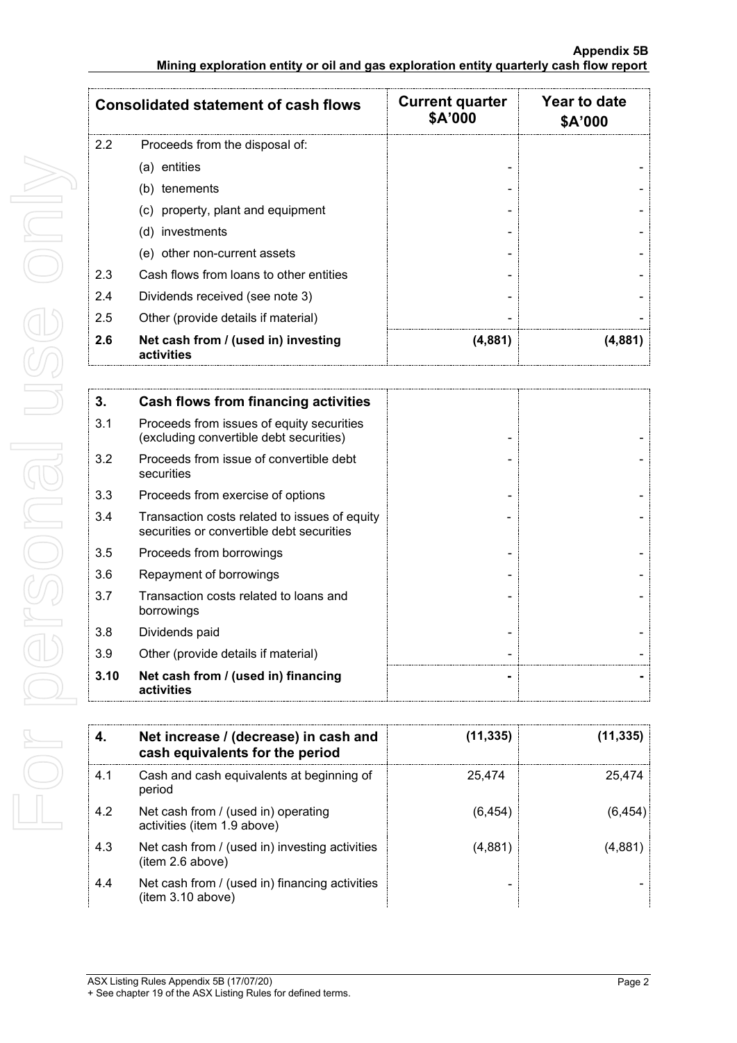| Consolidated statement of cash flows | | Current quarter $A'000 | Year to date $A'000 |
|---|---|---|---|
| 2.2 | Proceeds from the disposal of: | | |
| | (a) entities | - | - |
| | (b) tenements | - | - |
| | (c) property, plant and equipment | - | - |
| | (d) investments | - | - |
| | (e) other non-current assets | - | - |
| 2.3 | Cash flows from loans to other entities | - | - |
| 2.4 | Dividends received (see note 3) | - | - |
| 2.5 | Other (provide details if material) | - | - |
| **2.6** | **Net cash from / (used in) investing activities** | **(4,881)** | **(4,881)** |

| **3.** | **Cash flows from financing activities** | | |
|---|---|---|---|
| 3.1 | Proceeds from issues of equity securities (excluding convertible debt securities) | - | - |
| 3.2 | Proceeds from issue of convertible debt securities | - | - |
| 3.3 | Proceeds from exercise of options | - | - |
| 3.4 | Transaction costs related to issues of equity securities or convertible debt securities | - | - |
| 3.5 | Proceeds from borrowings | - | - |
| 3.6 | Repayment of borrowings | - | - |
| 3.7 | Transaction costs related to loans and borrowings | - | - |
| 3.8 | Dividends paid | - | - |
| 3.9 | Other (provide details if material) | - | - |
| **3.10** | **Net cash from / (used in) financing activities** | **-** | **-** |

| **4.** | **Net increase / (decrease) in cash and cash equivalents for the period** | **(11,335)** | **(11,335)** |
|---|---|---|---|
| 4.1 | Cash and cash equivalents at beginning of period | 25,474 | 25,474 |
| 4.2 | Net cash from / (used in) operating activities (item 1.9 above) | (6,454) | (6,454) |
| 4.3 | Net cash from / (used in) investing activities (item 2.6 above) | (4,881) | (4,881) |
| 4.4 | Net cash from / (used in) financing activities (item 3.10 above) | - | - |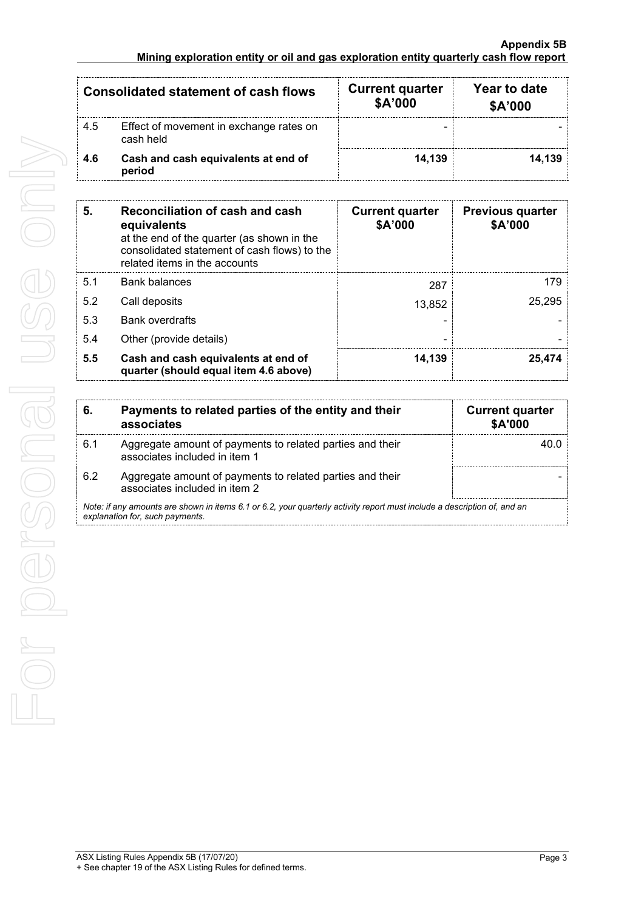| | Consolidated statement of cash flows | Current quarter $A'000 | Year to date $A'000 |
|---|---|---|---|
| 4.5 | Effect of movement in exchange rates on cash held | - | - |
| **4.6** | **Cash and cash equivalents at end of period** | **14,139** | **14,139** |

| 5. | Reconciliation of cash and cash equivalents at the end of the quarter (as shown in the consolidated statement of cash flows) to the related items in the accounts | Current quarter $A'000 | Previous quarter $A'000 |
|---|---|---|---|
| 5.1 | Bank balances | 287 | 179 |
| 5.2 | Call deposits | 13,852 | 25,295 |
| 5.3 | Bank overdrafts | - | - |
| 5.4 | Other (provide details) | - | - |
| **5.5** | **Cash and cash equivalents at end of quarter (should equal item 4.6 above)** | **14,139** | **25,474** |

| 6. | Payments to related parties of the entity and their associates | Current quarter $A'000 |
|---|---|---|
| 6.1 | Aggregate amount of payments to related parties and their associates included in item 1 | 40.0 |
| 6.2 | Aggregate amount of payments to related parties and their associates included in item 2 | - |

*Note: if any amounts are shown in items 6.1 or 6.2, your quarterly activity report must include a description of, and an explanation for, such payments.*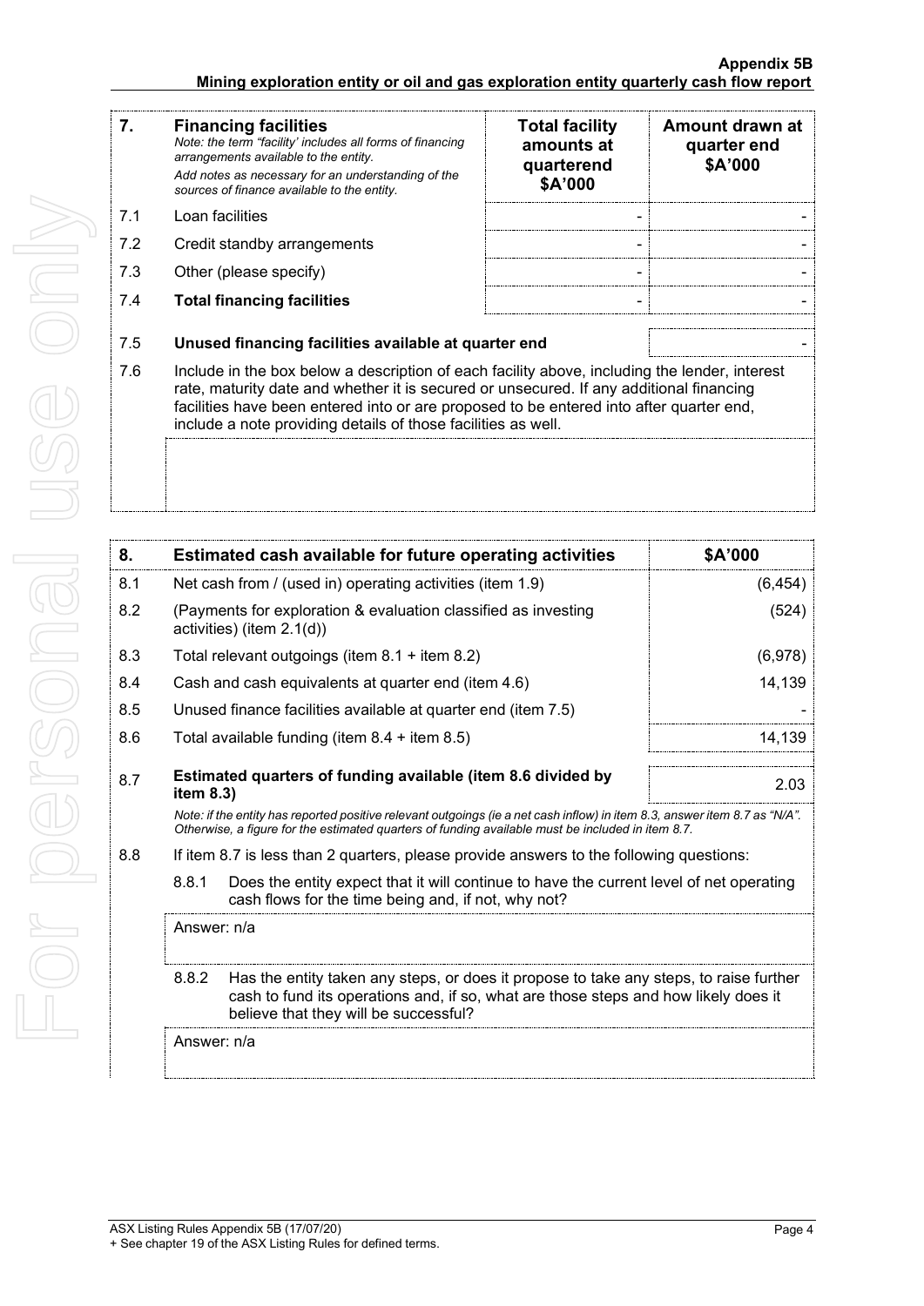| 7. | **Financing facilities**<br>*Note: the term "facility' includes all forms of financing arrangements available to the entity.*<br>*Add notes as necessary for an understanding of the sources of finance available to the entity.* | **Total facility amounts at quarterend \$A'000** | **Amount drawn at quarter end \$A'000** |
|---|---|---|---|
| 7.1 | Loan facilities | - | - |
| 7.2 | Credit standby arrangements | - | - |
| 7.3 | Other (please specify) | - | - |
| 7.4 | **Total financing facilities** | - | - |

| | | |
|---|---|---|
| 7.5 | **Unused financing facilities available at quarter end** | - |

7.6 Include in the box below a description of each facility above, including the lender, interest rate, maturity date and whether it is secured or unsecured. If any additional financing facilities have been entered into or are proposed to be entered into after quarter end, include a note providing details of those facilities as well.

| 8. | **Estimated cash available for future operating activities** | **\$A'000** |
|---|---|---|
| 8.1 | Net cash from / (used in) operating activities (item 1.9) | (6,454) |
| 8.2 | (Payments for exploration & evaluation classified as investing activities) (item 2.1(d)) | (524) |
| 8.3 | Total relevant outgoings (item 8.1 + item 8.2) | (6,978) |
| 8.4 | Cash and cash equivalents at quarter end (item 4.6) | 14,139 |
| 8.5 | Unused finance facilities available at quarter end (item 7.5) | - |
| 8.6 | Total available funding (item 8.4 + item 8.5) | 14,139 |
| 8.7 | **Estimated quarters of funding available (item 8.6 divided by item 8.3)** | 2.03 |

*Note: if the entity has reported positive relevant outgoings (ie a net cash inflow) in item 8.3, answer item 8.7 as "N/A". Otherwise, a figure for the estimated quarters of funding available must be included in item 8.7.*

8.8 If item 8.7 is less than 2 quarters, please provide answers to the following questions:

8.8.1 Does the entity expect that it will continue to have the current level of net operating cash flows for the time being and, if not, why not?

Answer: n/a

8.8.2 Has the entity taken any steps, or does it propose to take any steps, to raise further cash to fund its operations and, if so, what are those steps and how likely does it believe that they will be successful?

Answer: n/a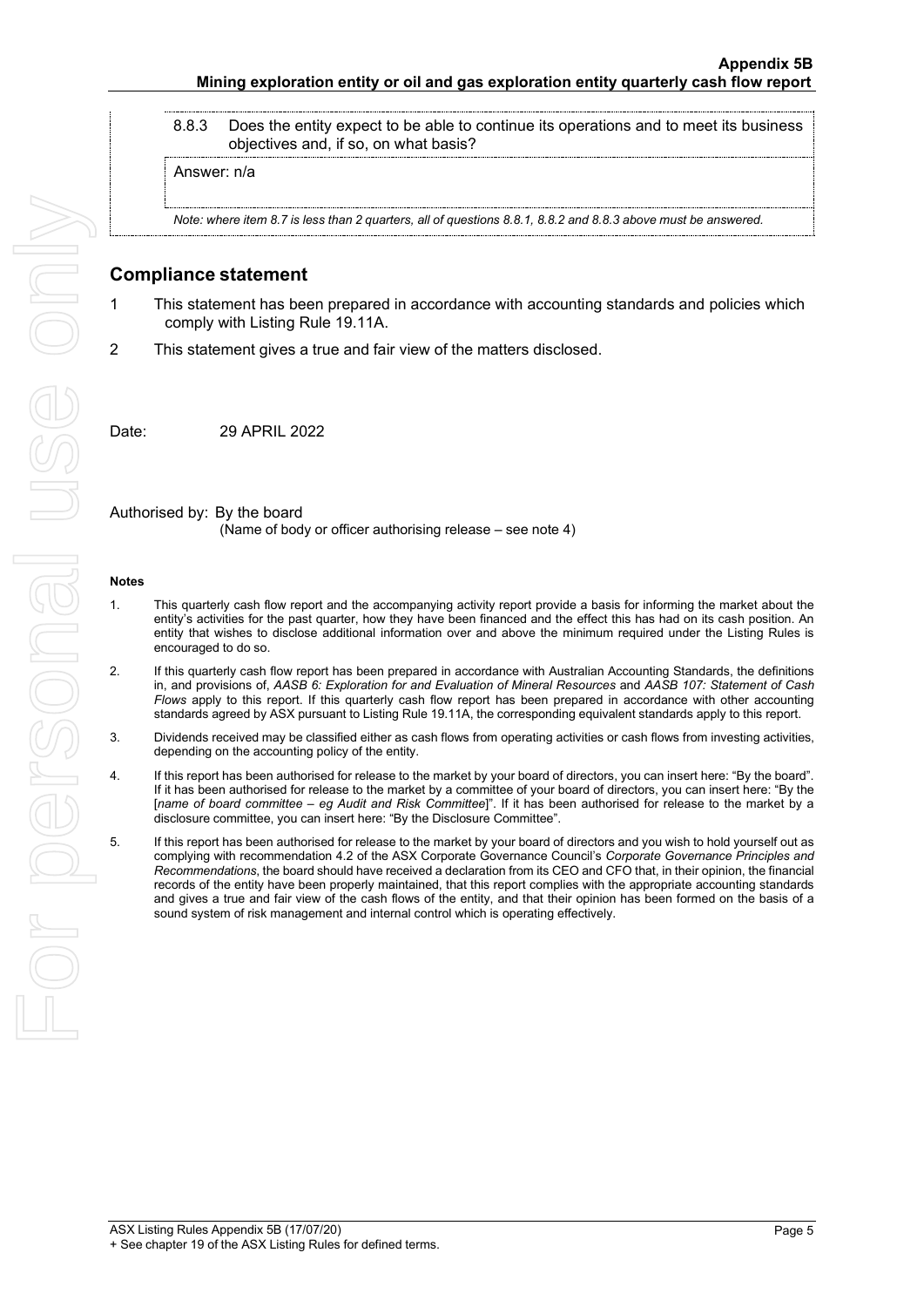8.8.3 Does the entity expect to be able to continue its operations and to meet its business objectives and, if so, on what basis?

Answer: n/a

*Note: where item 8.7 is less than 2 quarters, all of questions 8.8.1, 8.8.2 and 8.8.3 above must be answered.*

## Compliance statement

1. This statement has been prepared in accordance with accounting standards and policies which comply with Listing Rule 19.11A.
2. This statement gives a true and fair view of the matters disclosed.

Date: 29 APRIL 2022

Authorised by: By the board
(Name of body or officer authorising release – see note 4)

#### Notes

1. This quarterly cash flow report and the accompanying activity report provide a basis for informing the market about the entity's activities for the past quarter, how they have been financed and the effect this has had on its cash position. An entity that wishes to disclose additional information over and above the minimum required under the Listing Rules is encouraged to do so.
2. If this quarterly cash flow report has been prepared in accordance with Australian Accounting Standards, the definitions in, and provisions of, *AASB 6: Exploration for and Evaluation of Mineral Resources* and *AASB 107: Statement of Cash Flows* apply to this report. If this quarterly cash flow report has been prepared in accordance with other accounting standards agreed by ASX pursuant to Listing Rule 19.11A, the corresponding equivalent standards apply to this report.
3. Dividends received may be classified either as cash flows from operating activities or cash flows from investing activities, depending on the accounting policy of the entity.
4. If this report has been authorised for release to the market by your board of directors, you can insert here: "By the board". If it has been authorised for release to the market by a committee of your board of directors, you can insert here: "By the [*name of board committee – eg Audit and Risk Committee*]". If it has been authorised for release to the market by a disclosure committee, you can insert here: "By the Disclosure Committee".
5. If this report has been authorised for release to the market by your board of directors and you wish to hold yourself out as complying with recommendation 4.2 of the ASX Corporate Governance Council's *Corporate Governance Principles and Recommendations*, the board should have received a declaration from its CEO and CFO that, in their opinion, the financial records of the entity have been properly maintained, that this report complies with the appropriate accounting standards and gives a true and fair view of the cash flows of the entity, and that their opinion has been formed on the basis of a sound system of risk management and internal control which is operating effectively.